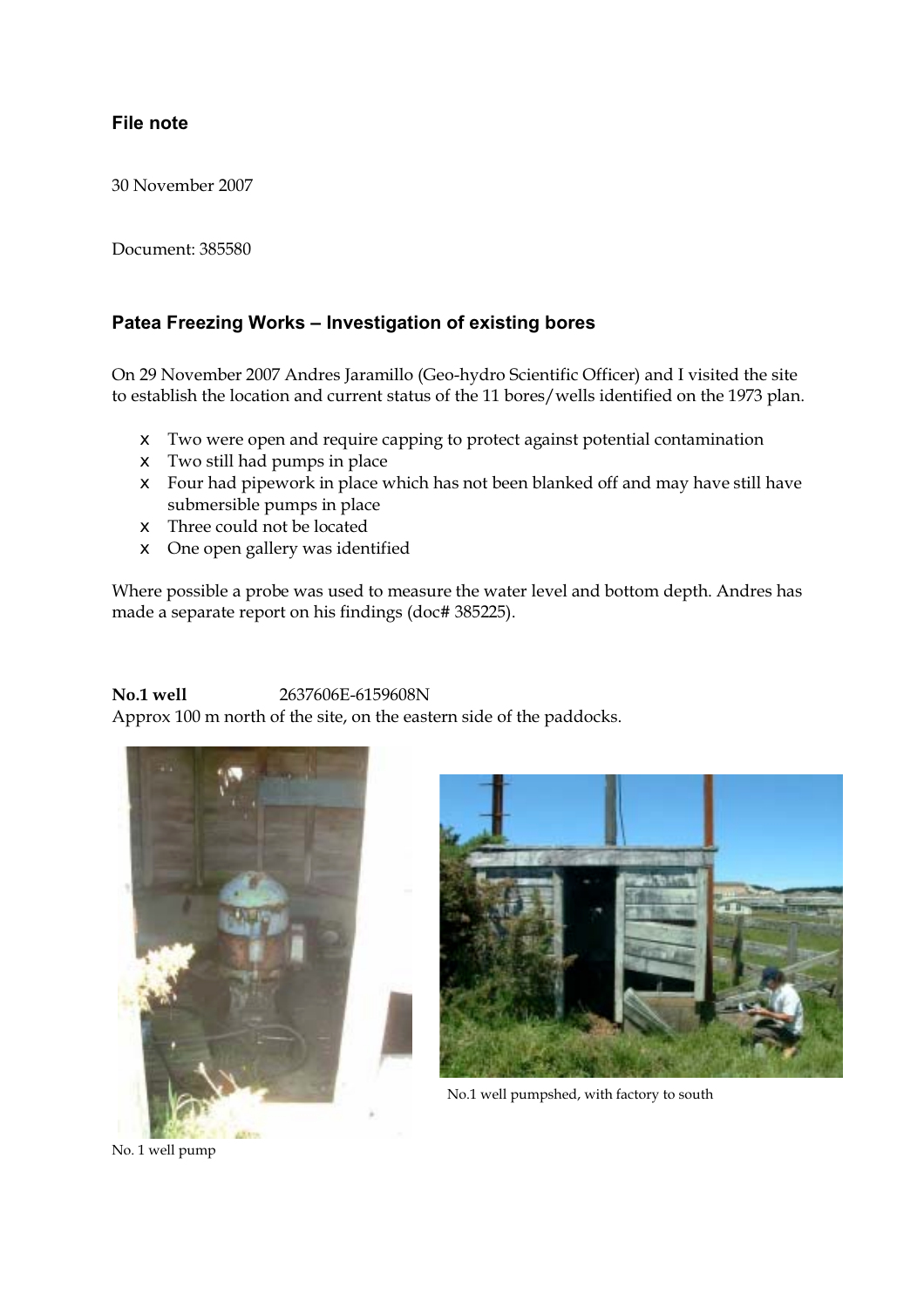## File note

30 November 2007

Document: 385580

### Patea Freezing Works – Investigation of existing bores

On 29 November 2007 Andres Jaramillo (Geo-hydro Scientific Officer) and I visited the site to establish the location and current status of the 11 bores/wells identified on the 1973 plan.

- Two were open and require capping to protect against potential contamination
- Two still had pumps in place
- Four had pipework in place which has not been blanked off and may have still have submersible pumps in place
- Three could not be located
- One open gallery was identified

Where possible a probe was used to measure the water level and bottom depth. Andres has made a separate report on his findings (doc# 385225).

**No.1 well** 2637606E-6159608N
Approx 100 m north of the site, on the eastern side of the paddocks.

No. 1 well pump

No.1 well pumpshed, with factory to south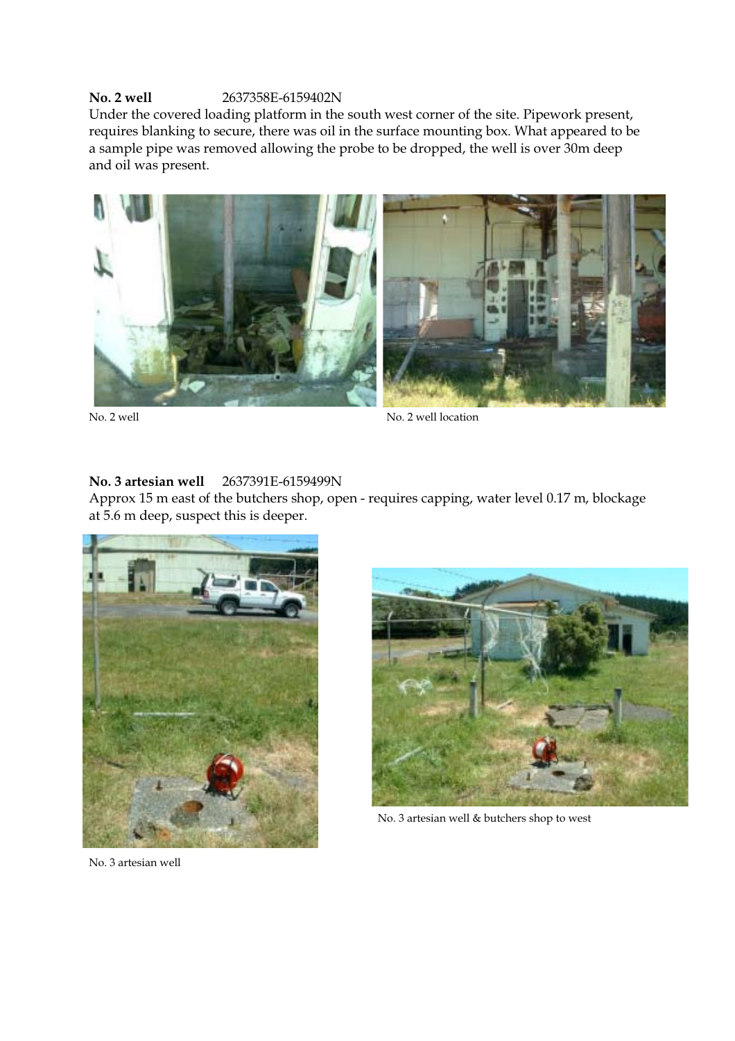**No. 2 well** 2637358E-6159402N

Under the covered loading platform in the south west corner of the site. Pipework present, requires blanking to secure, there was oil in the surface mounting box. What appeared to be a sample pipe was removed allowing the probe to be dropped, the well is over 30m deep and oil was present.

No. 2 well

No. 2 well location

**No. 3 artesian well** 2637391E-6159499N

Approx 15 m east of the butchers shop, open - requires capping, water level 0.17 m, blockage at 5.6 m deep, suspect this is deeper.

No. 3 artesian well & butchers shop to west

No. 3 artesian well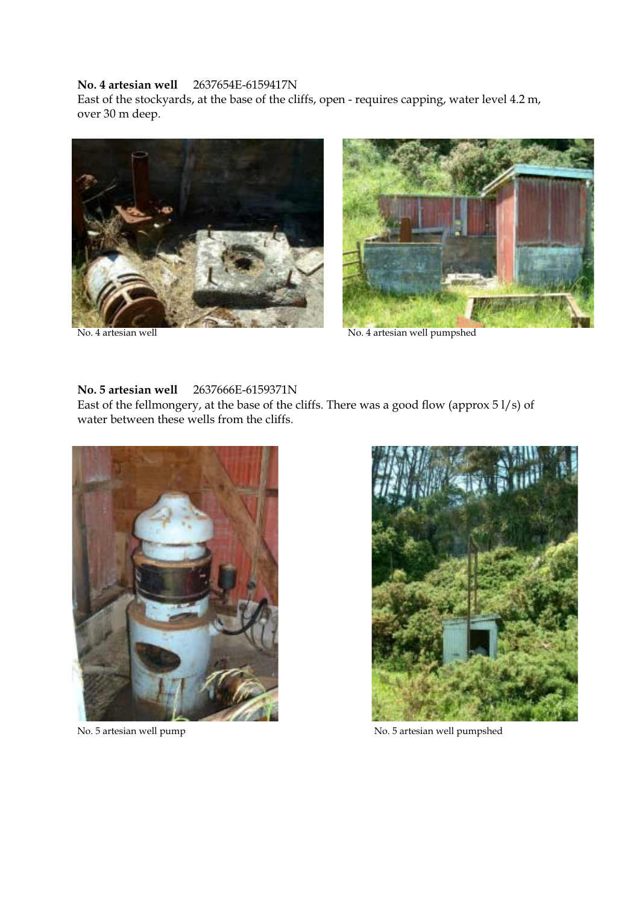**No. 4 artesian well** 2637654E-6159417N

East of the stockyards, at the base of the cliffs, open - requires capping, water level 4.2 m, over 30 m deep.

No. 4 artesian well

No. 4 artesian well pumpshed

**No. 5 artesian well** 2637666E-6159371N

East of the fellmongery, at the base of the cliffs. There was a good flow (approx 5 l/s) of water between these wells from the cliffs.

No. 5 artesian well pump

No. 5 artesian well pumpshed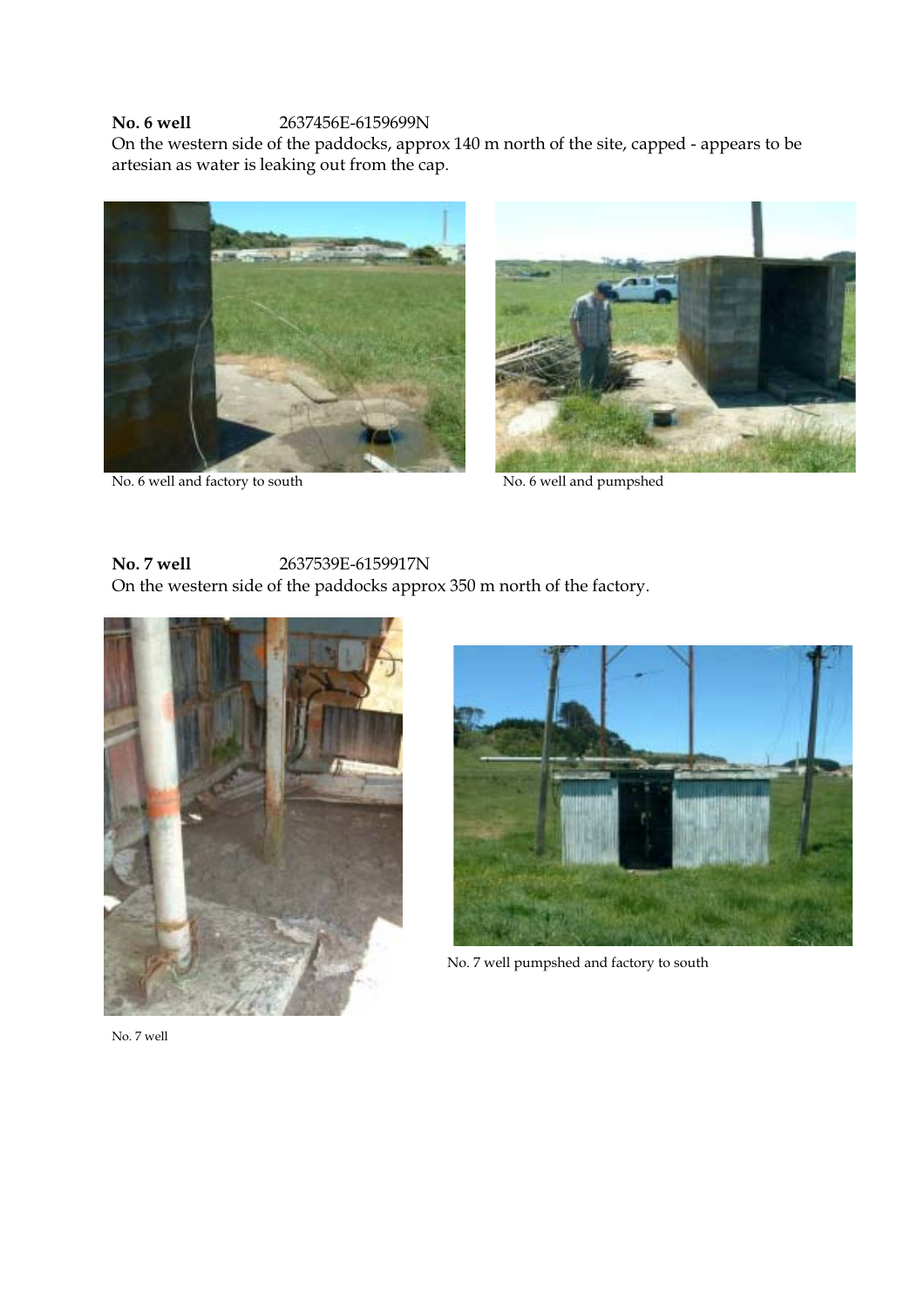**No. 6 well** 2637456E-6159699N

On the western side of the paddocks, approx 140 m north of the site, capped - appears to be artesian as water is leaking out from the cap.

No. 6 well and factory to south

No. 6 well and pumpshed

**No. 7 well** 2637539E-6159917N

On the western side of the paddocks approx 350 m north of the factory.

No. 7 well pumpshed and factory to south

No. 7 well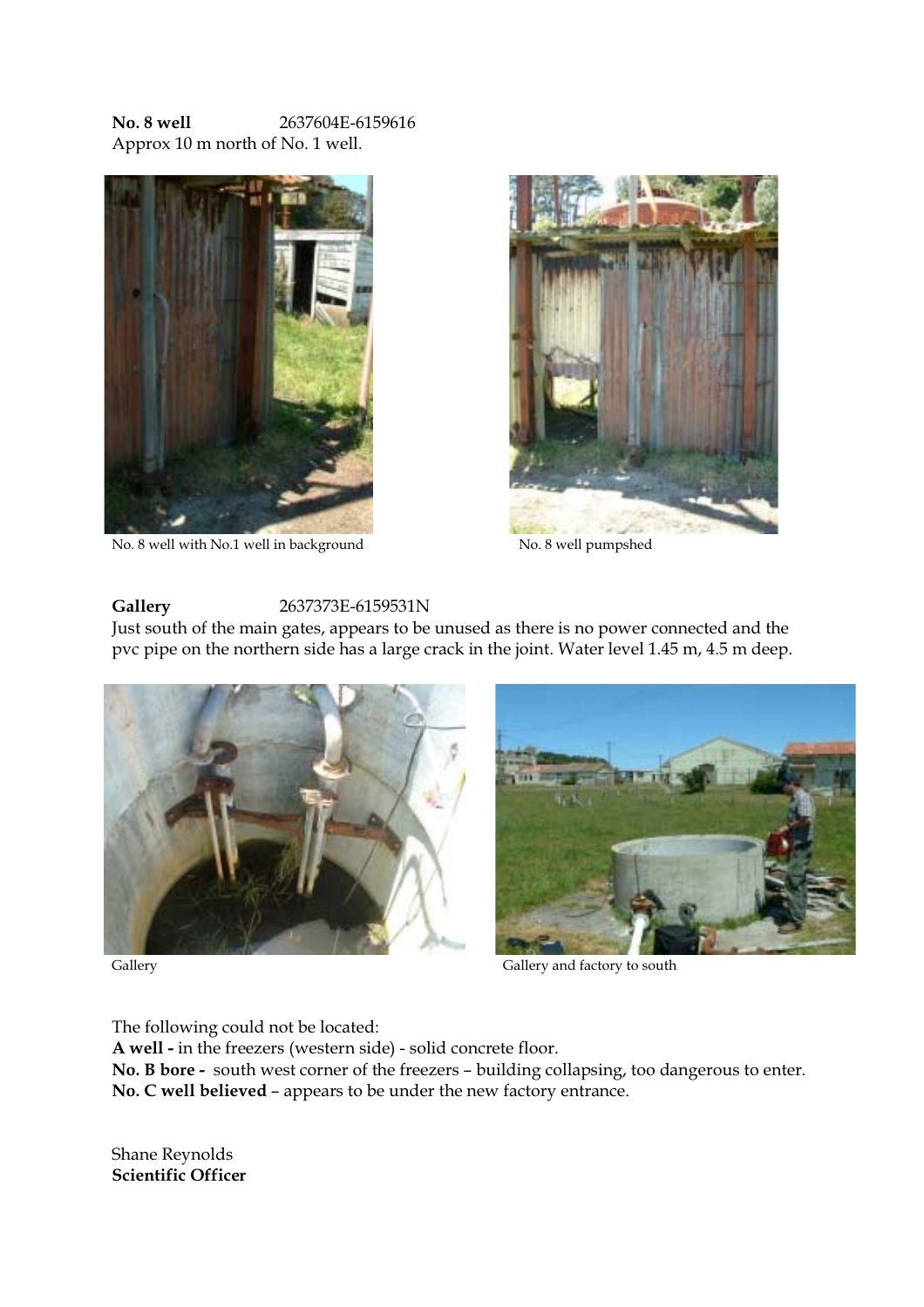**No. 8 well** 2637604E-6159616

Approx 10 m north of No. 1 well.

No. 8 well with No.1 well in background

No. 8 well pumpshed

**Gallery** 2637373E-6159531N

Just south of the main gates, appears to be unused as there is no power connected and the pvc pipe on the northern side has a large crack in the joint. Water level 1.45 m, 4.5 m deep.

Gallery

Gallery and factory to south

The following could not be located:

**A well -** in the freezers (western side) - solid concrete floor.

**No. B bore -** south west corner of the freezers – building collapsing, too dangerous to enter.

**No. C well believed** – appears to be under the new factory entrance.

Shane Reynolds

**Scientific Officer**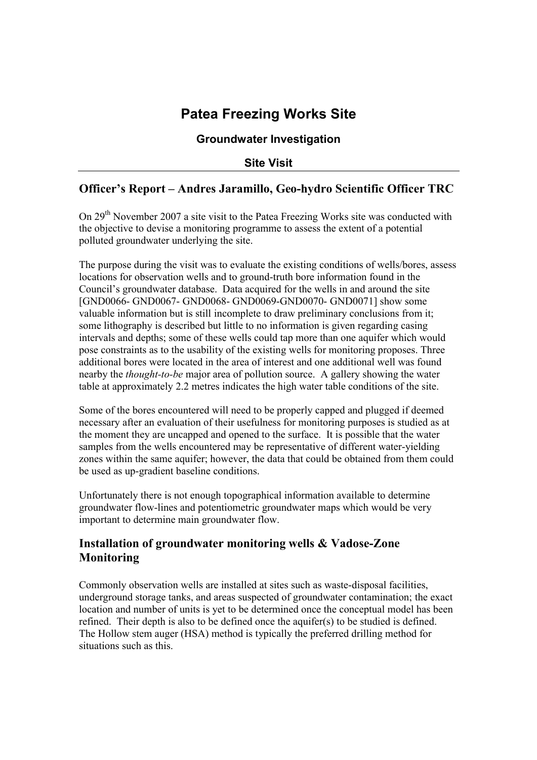# Patea Freezing Works Site

### Groundwater Investigation

### Site Visit

## Officer's Report – Andres Jaramillo, Geo-hydro Scientific Officer TRC

On 29th November 2007 a site visit to the Patea Freezing Works site was conducted with the objective to devise a monitoring programme to assess the extent of a potential polluted groundwater underlying the site.

The purpose during the visit was to evaluate the existing conditions of wells/bores, assess locations for observation wells and to ground-truth bore information found in the Council's groundwater database. Data acquired for the wells in and around the site [GND0066- GND0067- GND0068- GND0069-GND0070- GND0071] show some valuable information but is still incomplete to draw preliminary conclusions from it; some lithography is described but little to no information is given regarding casing intervals and depths; some of these wells could tap more than one aquifer which would pose constraints as to the usability of the existing wells for monitoring proposes. Three additional bores were located in the area of interest and one additional well was found nearby the *thought-to-be* major area of pollution source. A gallery showing the water table at approximately 2.2 metres indicates the high water table conditions of the site.

Some of the bores encountered will need to be properly capped and plugged if deemed necessary after an evaluation of their usefulness for monitoring purposes is studied as at the moment they are uncapped and opened to the surface. It is possible that the water samples from the wells encountered may be representative of different water-yielding zones within the same aquifer; however, the data that could be obtained from them could be used as up-gradient baseline conditions.

Unfortunately there is not enough topographical information available to determine groundwater flow-lines and potentiometric groundwater maps which would be very important to determine main groundwater flow.

## Installation of groundwater monitoring wells & Vadose-Zone Monitoring

Commonly observation wells are installed at sites such as waste-disposal facilities, underground storage tanks, and areas suspected of groundwater contamination; the exact location and number of units is yet to be determined once the conceptual model has been refined. Their depth is also to be defined once the aquifer(s) to be studied is defined. The Hollow stem auger (HSA) method is typically the preferred drilling method for situations such as this.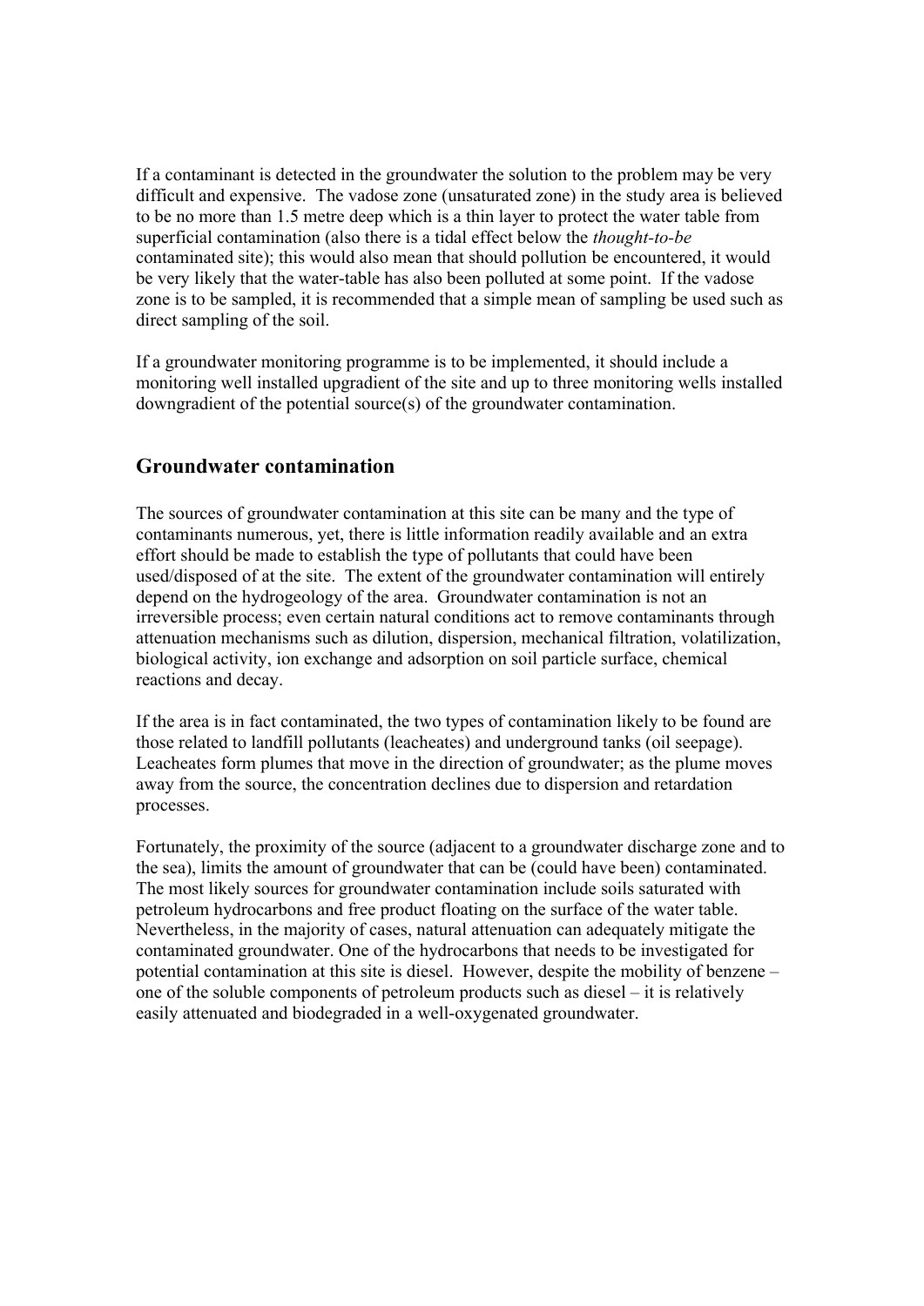If a contaminant is detected in the groundwater the solution to the problem may be very difficult and expensive. The vadose zone (unsaturated zone) in the study area is believed to be no more than 1.5 metre deep which is a thin layer to protect the water table from superficial contamination (also there is a tidal effect below the *thought-to-be* contaminated site); this would also mean that should pollution be encountered, it would be very likely that the water-table has also been polluted at some point. If the vadose zone is to be sampled, it is recommended that a simple mean of sampling be used such as direct sampling of the soil.

If a groundwater monitoring programme is to be implemented, it should include a monitoring well installed upgradient of the site and up to three monitoring wells installed downgradient of the potential source(s) of the groundwater contamination.

## Groundwater contamination

The sources of groundwater contamination at this site can be many and the type of contaminants numerous, yet, there is little information readily available and an extra effort should be made to establish the type of pollutants that could have been used/disposed of at the site. The extent of the groundwater contamination will entirely depend on the hydrogeology of the area. Groundwater contamination is not an irreversible process; even certain natural conditions act to remove contaminants through attenuation mechanisms such as dilution, dispersion, mechanical filtration, volatilization, biological activity, ion exchange and adsorption on soil particle surface, chemical reactions and decay.

If the area is in fact contaminated, the two types of contamination likely to be found are those related to landfill pollutants (leacheates) and underground tanks (oil seepage). Leacheates form plumes that move in the direction of groundwater; as the plume moves away from the source, the concentration declines due to dispersion and retardation processes.

Fortunately, the proximity of the source (adjacent to a groundwater discharge zone and to the sea), limits the amount of groundwater that can be (could have been) contaminated. The most likely sources for groundwater contamination include soils saturated with petroleum hydrocarbons and free product floating on the surface of the water table. Nevertheless, in the majority of cases, natural attenuation can adequately mitigate the contaminated groundwater. One of the hydrocarbons that needs to be investigated for potential contamination at this site is diesel. However, despite the mobility of benzene – one of the soluble components of petroleum products such as diesel – it is relatively easily attenuated and biodegraded in a well-oxygenated groundwater.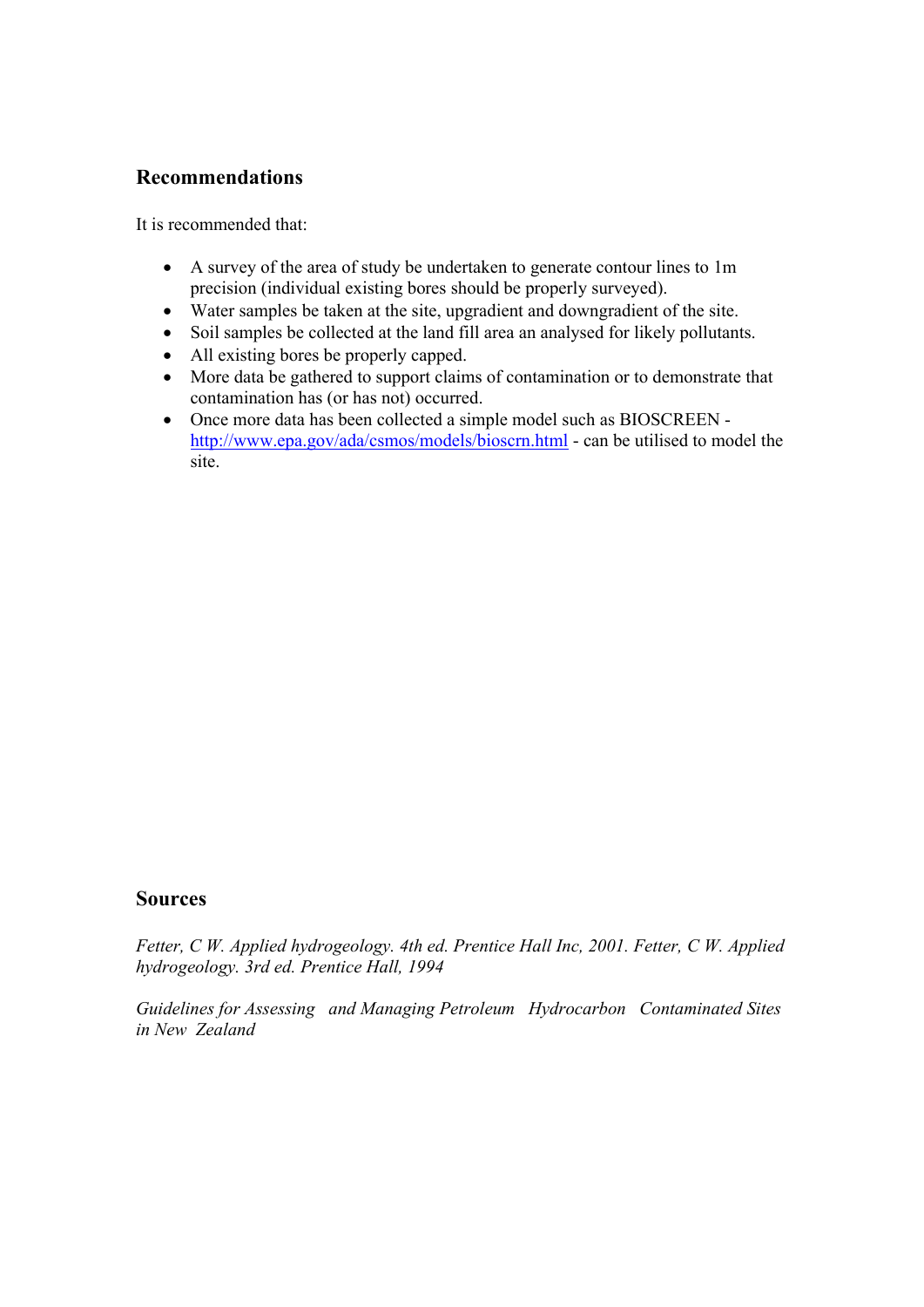## Recommendations

It is recommended that:

- A survey of the area of study be undertaken to generate contour lines to 1m precision (individual existing bores should be properly surveyed).
- Water samples be taken at the site, upgradient and downgradient of the site.
- Soil samples be collected at the land fill area an analysed for likely pollutants.
- All existing bores be properly capped.
- More data be gathered to support claims of contamination or to demonstrate that contamination has (or has not) occurred.
- Once more data has been collected a simple model such as BIOSCREEN - http://www.epa.gov/ada/csmos/models/bioscrn.html - can be utilised to model the site.

## Sources

*Fetter, C W. Applied hydrogeology. 4th ed. Prentice Hall Inc, 2001. Fetter, C W. Applied hydrogeology. 3rd ed. Prentice Hall, 1994*

*Guidelines for Assessing and Managing Petroleum Hydrocarbon Contaminated Sites in New Zealand*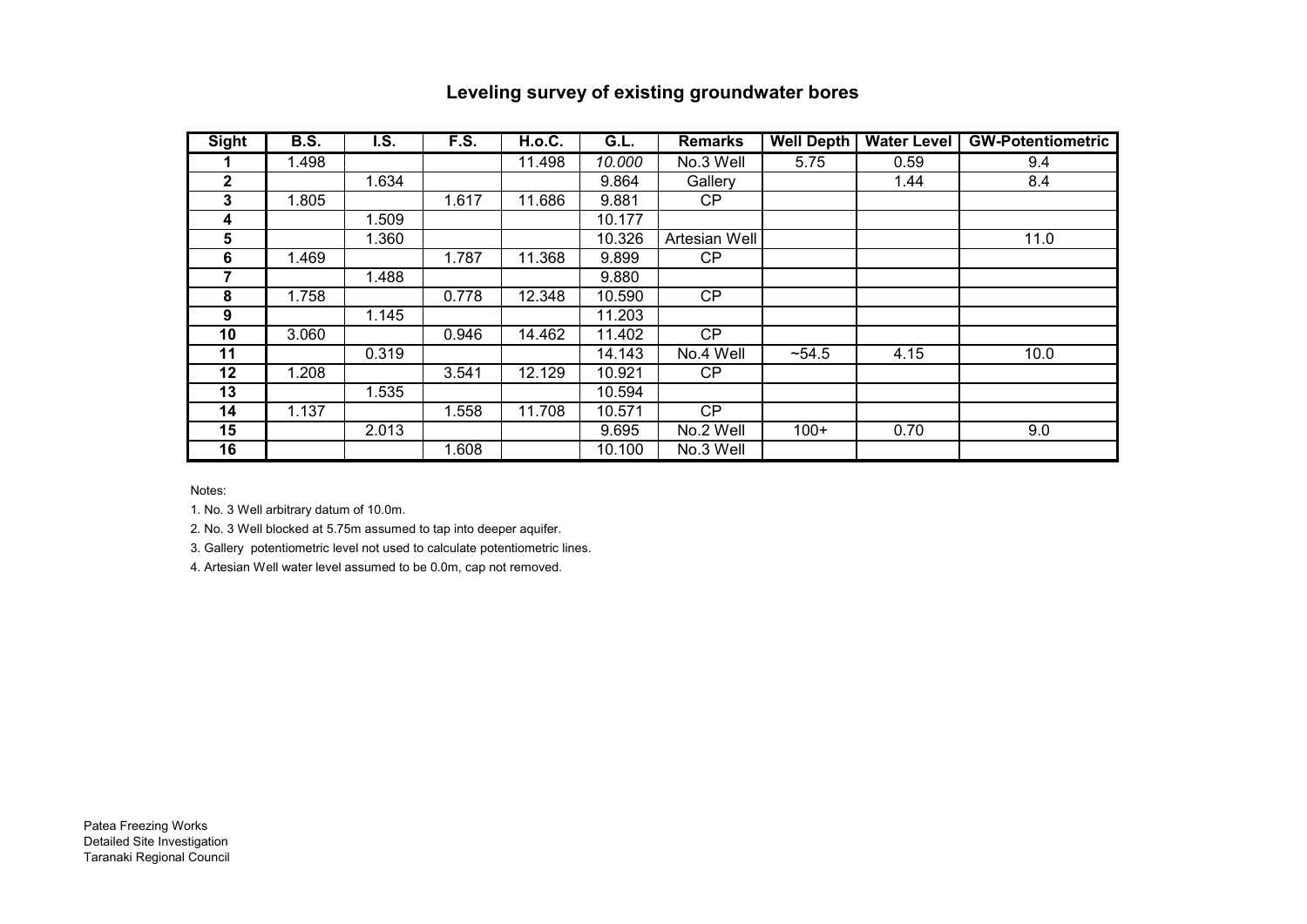# Leveling survey of existing groundwater bores

| Sight | B.S. | I.S. | F.S. | H.o.C. | G.L. | Remarks | Well Depth | Water Level | GW-Potentiometric |
|---|---|---|---|---|---|---|---|---|---|
| 1 | 1.498 | | | 11.498 | *10.000* | No.3 Well | 5.75 | 0.59 | 9.4 |
| 2 | | 1.634 | | | 9.864 | Gallery | | 1.44 | 8.4 |
| 3 | 1.805 | | 1.617 | 11.686 | 9.881 | CP | | | |
| 4 | | 1.509 | | | 10.177 | | | | |
| 5 | | 1.360 | | | 10.326 | Artesian Well | | | 11.0 |
| 6 | 1.469 | | 1.787 | 11.368 | 9.899 | CP | | | |
| 7 | | 1.488 | | | 9.880 | | | | |
| 8 | 1.758 | | 0.778 | 12.348 | 10.590 | CP | | | |
| 9 | | 1.145 | | | 11.203 | | | | |
| 10 | 3.060 | | 0.946 | 14.462 | 11.402 | CP | | | |
| 11 | | 0.319 | | | 14.143 | No.4 Well | ~54.5 | 4.15 | 10.0 |
| 12 | 1.208 | | 3.541 | 12.129 | 10.921 | CP | | | |
| 13 | | 1.535 | | | 10.594 | | | | |
| 14 | 1.137 | | 1.558 | 11.708 | 10.571 | CP | | | |
| 15 | | 2.013 | | | 9.695 | No.2 Well | 100+ | 0.70 | 9.0 |
| 16 | | | 1.608 | | 10.100 | No.3 Well | | | |

Notes:

1. No. 3 Well arbitrary datum of 10.0m.
2. No. 3 Well blocked at 5.75m assumed to tap into deeper aquifer.
3. Gallery potentiometric level not used to calculate potentiometric lines.
4. Artesian Well water level assumed to be 0.0m, cap not removed.

Patea Freezing Works
Detailed Site Investigation
Taranaki Regional Council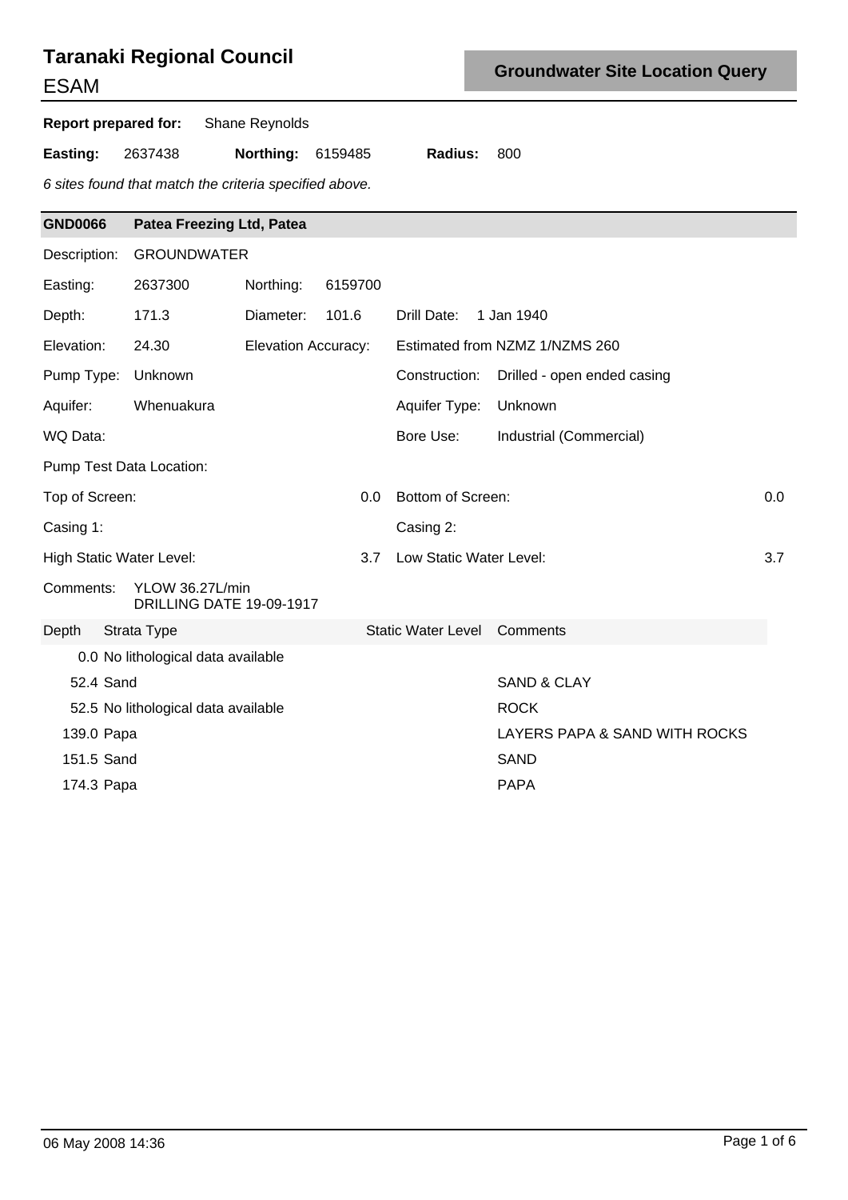# Taranaki Regional Council

ESAM

## Groundwater Site Location Query

**Report prepared for:** Shane Reynolds

**Easting:** 2637438 **Northing:** 6159485 **Radius:** 800

*6 sites found that match the criteria specified above.*

### GND0066 Patea Freezing Ltd, Patea

| | | | | | |
|---|---|---|---|---|---|
| Description: | GROUNDWATER | | | | |
| Easting: | 2637300 | Northing: | 6159700 | | |
| Depth: | 171.3 | Diameter: | 101.6 | Drill Date: | 1 Jan 1940 |
| Elevation: | 24.30 | Elevation Accuracy: | | Estimated from NZMZ 1/NZMS 260 | |
| Pump Type: | Unknown | | | Construction: | Drilled - open ended casing |
| Aquifer: | Whenuakura | | | Aquifer Type: | Unknown |
| WQ Data: | | | | Bore Use: | Industrial (Commercial) |
| Pump Test Data Location: | | | | | |
| Top of Screen: | | | 0.0 | Bottom of Screen: | 0.0 |
| Casing 1: | | | | Casing 2: | |
| High Static Water Level: | | | 3.7 | Low Static Water Level: | 3.7 |

Comments: YLOW 36.27L/min
DRILLING DATE 19-09-1917

| Depth | Strata Type | Static Water Level | Comments |
|---|---|---|---|
| 0.0 | No lithological data available | | |
| 52.4 | Sand | | SAND & CLAY |
| 52.5 | No lithological data available | | ROCK |
| 139.0 | Papa | | LAYERS PAPA & SAND WITH ROCKS |
| 151.5 | Sand | | SAND |
| 174.3 | Papa | | PAPA |

06 May 2008 14:36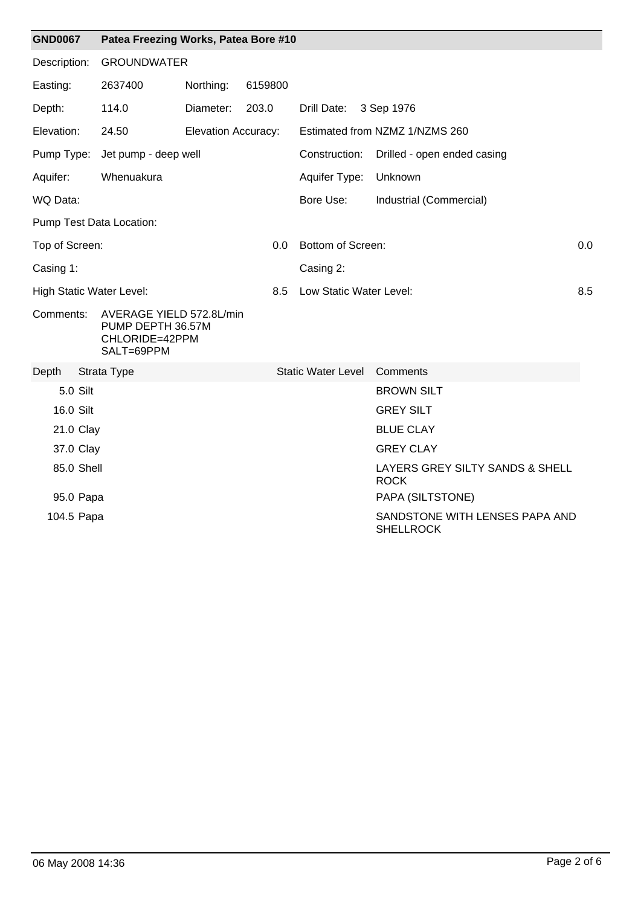## GND0067 Patea Freezing Works, Patea Bore #10

| | | | | | |
|---|---|---|---|---|---|
| Description: | GROUNDWATER | | | | |
| Easting: | 2637400 | Northing: | 6159800 | | |
| Depth: | 114.0 | Diameter: | 203.0 | Drill Date: | 3 Sep 1976 |
| Elevation: | 24.50 | Elevation Accuracy: | | Estimated from NZMZ 1/NZMS 260 | |
| Pump Type: | Jet pump - deep well | | | Construction: | Drilled - open ended casing |
| Aquifer: | Whenuakura | | | Aquifer Type: | Unknown |
| WQ Data: | | | | Bore Use: | Industrial (Commercial) |

Pump Test Data Location:

| | | | |
|---|---|---|---|
| Top of Screen: | 0.0 | Bottom of Screen: | 0.0 |
| Casing 1: | | Casing 2: | |
| High Static Water Level: | 8.5 | Low Static Water Level: | 8.5 |

Comments: AVERAGE YIELD 572.8L/min
PUMP DEPTH 36.57M
CHLORIDE=42PPM
SALT=69PPM

| Depth | Strata Type | Static Water Level | Comments |
|---|---|---|---|
| 5.0 | Silt | | BROWN SILT |
| 16.0 | Silt | | GREY SILT |
| 21.0 | Clay | | BLUE CLAY |
| 37.0 | Clay | | GREY CLAY |
| 85.0 | Shell | | LAYERS GREY SILTY SANDS & SHELL ROCK |
| 95.0 | Papa | | PAPA (SILTSTONE) |
| 104.5 | Papa | | SANDSTONE WITH LENSES PAPA AND SHELLROCK |

06 May 2008 14:36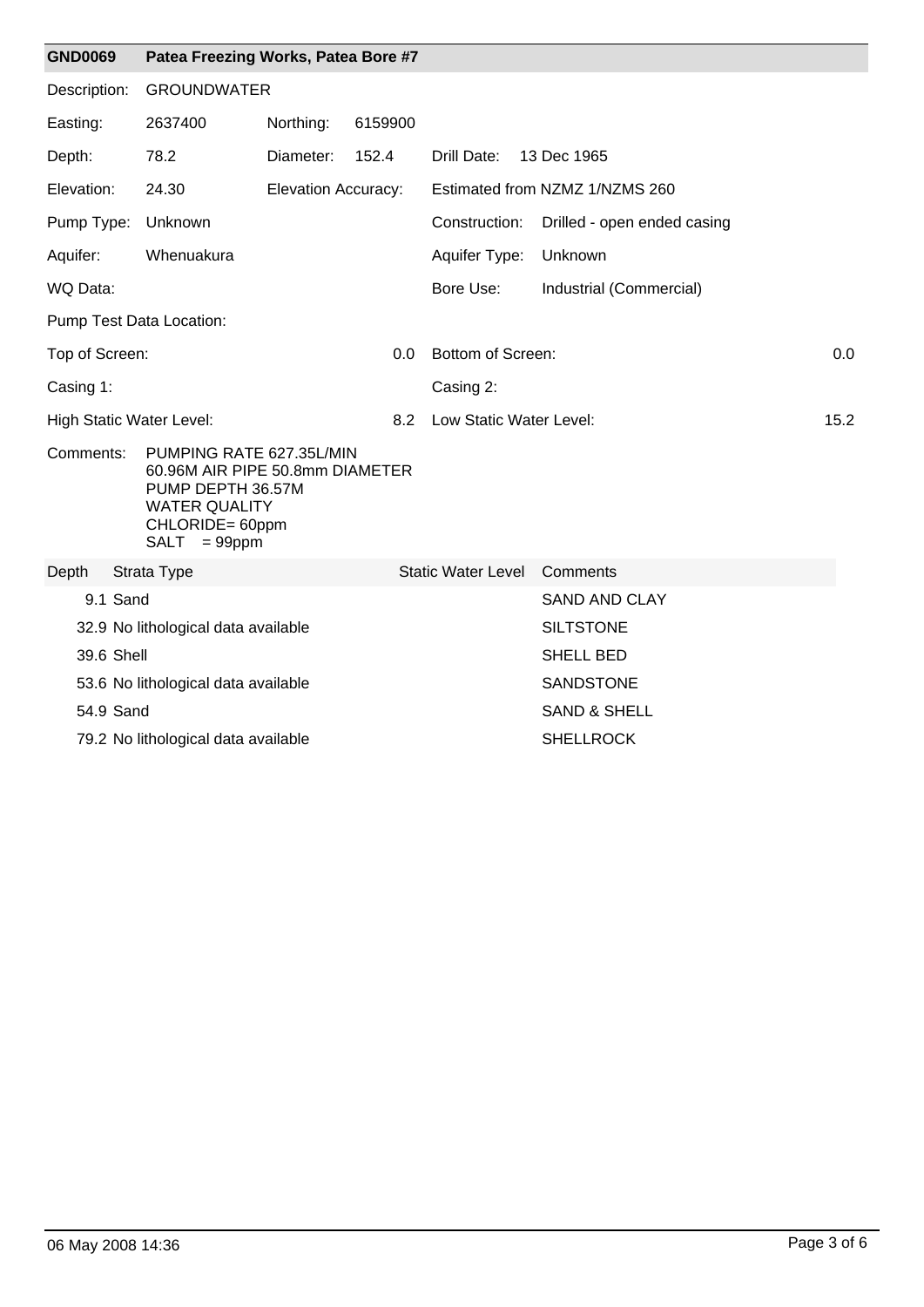## GND0069 Patea Freezing Works, Patea Bore #7

| | | | | | |
|---|---|---|---|---|---|
| Description: | GROUNDWATER | | | | |
| Easting: | 2637400 | Northing: | 6159900 | | |
| Depth: | 78.2 | Diameter: | 152.4 | Drill Date: | 13 Dec 1965 |
| Elevation: | 24.30 | Elevation Accuracy: | | Estimated from NZMZ 1/NZMS 260 | |
| Pump Type: | Unknown | | | Construction: | Drilled - open ended casing |
| Aquifer: | Whenuakura | | | Aquifer Type: | Unknown |
| WQ Data: | | | | Bore Use: | Industrial (Commercial) |

Pump Test Data Location:

| | | | |
|---|---|---|---|
| Top of Screen: | 0.0 | Bottom of Screen: | 0.0 |
| Casing 1: | | Casing 2: | |
| High Static Water Level: | 8.2 | Low Static Water Level: | 15.2 |

Comments:
PUMPING RATE 627.35L/MIN
60.96M AIR PIPE 50.8mm DIAMETER
PUMP DEPTH 36.57M
WATER QUALITY
CHLORIDE= 60ppm
SALT = 99ppm

| Depth | Strata Type | Static Water Level | Comments |
|---|---|---|---|
| 9.1 | Sand | | SAND AND CLAY |
| 32.9 | No lithological data available | | SILTSTONE |
| 39.6 | Shell | | SHELL BED |
| 53.6 | No lithological data available | | SANDSTONE |
| 54.9 | Sand | | SAND & SHELL |
| 79.2 | No lithological data available | | SHELLROCK |

06 May 2008 14:36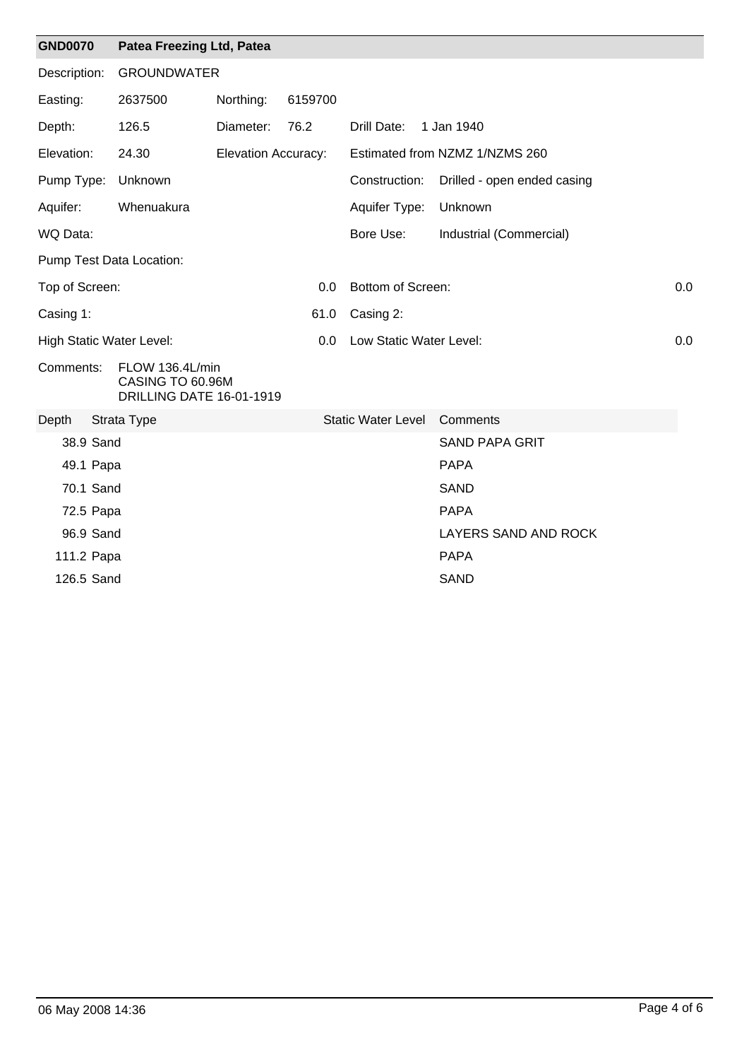## GND0070 Patea Freezing Ltd, Patea

| | | | | | |
|---|---|---|---|---|---|
| Description: | GROUNDWATER | | | | |
| Easting: | 2637500 | Northing: | 6159700 | | |
| Depth: | 126.5 | Diameter: | 76.2 | Drill Date: | 1 Jan 1940 |
| Elevation: | 24.30 | Elevation Accuracy: | | Estimated from NZMZ 1/NZMS 260 | |
| Pump Type: | Unknown | | | Construction: | Drilled - open ended casing |
| Aquifer: | Whenuakura | | | Aquifer Type: | Unknown |
| WQ Data: | | | | Bore Use: | Industrial (Commercial) |

Pump Test Data Location:

| | | | |
|---|---|---|---|
| Top of Screen: | 0.0 | Bottom of Screen: | 0.0 |
| Casing 1: | 61.0 | Casing 2: | |
| High Static Water Level: | 0.0 | Low Static Water Level: | 0.0 |

Comments: FLOW 136.4L/min
CASING TO 60.96M
DRILLING DATE 16-01-1919

| Depth | Strata Type | Static Water Level | Comments |
|---|---|---|---|
| 38.9 | Sand | | SAND PAPA GRIT |
| 49.1 | Papa | | PAPA |
| 70.1 | Sand | | SAND |
| 72.5 | Papa | | PAPA |
| 96.9 | Sand | | LAYERS SAND AND ROCK |
| 111.2 | Papa | | PAPA |
| 126.5 | Sand | | SAND |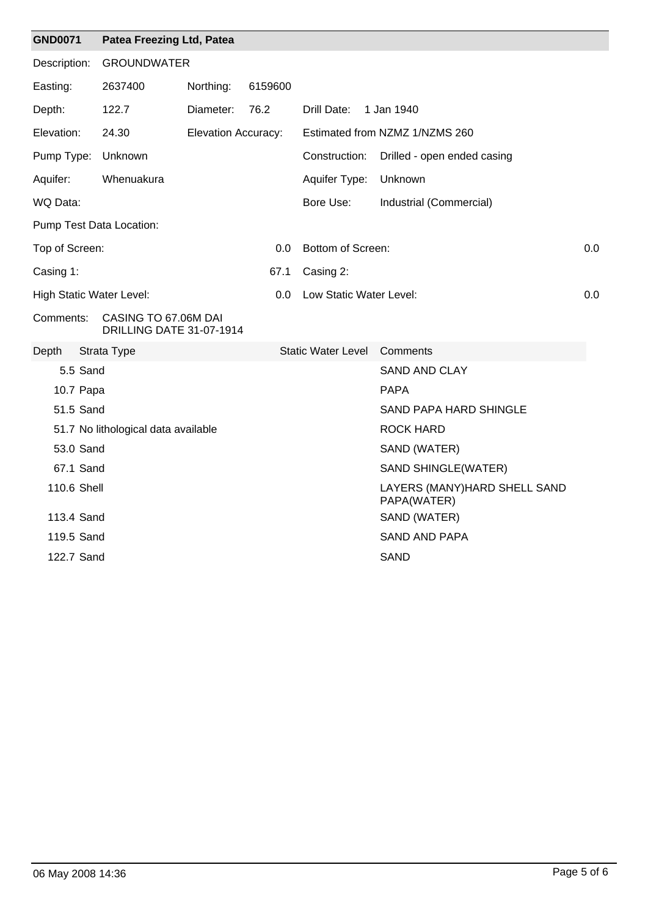## GND0071 Patea Freezing Ltd, Patea

| | | | | | |
|---|---|---|---|---|---|
| Description: | GROUNDWATER | | | | |
| Easting: | 2637400 | Northing: | 6159600 | | |
| Depth: | 122.7 | Diameter: | 76.2 | Drill Date: | 1 Jan 1940 |
| Elevation: | 24.30 | Elevation Accuracy: | | Estimated from NZMZ 1/NZMS 260 | |
| Pump Type: | Unknown | | | Construction: | Drilled - open ended casing |
| Aquifer: | Whenuakura | | | Aquifer Type: | Unknown |
| WQ Data: | | | | Bore Use: | Industrial (Commercial) |

Pump Test Data Location:

| | | | |
|---|---|---|---|
| Top of Screen: | 0.0 | Bottom of Screen: | 0.0 |
| Casing 1: | 67.1 | Casing 2: | |
| High Static Water Level: | 0.0 | Low Static Water Level: | 0.0 |

Comments: CASING TO 67.06M DAI
DRILLING DATE 31-07-1914

| Depth | Strata Type | Static Water Level | Comments |
|---|---|---|---|
| 5.5 | Sand | | SAND AND CLAY |
| 10.7 | Papa | | PAPA |
| 51.5 | Sand | | SAND PAPA HARD SHINGLE |
| 51.7 | No lithological data available | | ROCK HARD |
| 53.0 | Sand | | SAND (WATER) |
| 67.1 | Sand | | SAND SHINGLE(WATER) |
| 110.6 | Shell | | LAYERS (MANY)HARD SHELL SAND PAPA(WATER) |
| 113.4 | Sand | | SAND (WATER) |
| 119.5 | Sand | | SAND AND PAPA |
| 122.7 | Sand | | SAND |

06 May 2008 14:36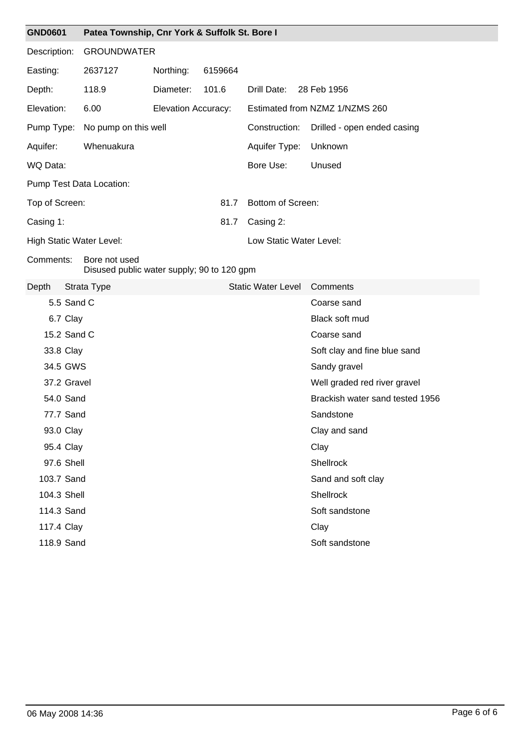## GND0601 Patea Township, Cnr York & Suffolk St. Bore I

| | | | | | |
|---|---|---|---|---|---|
| Description: | GROUNDWATER | | | | |
| Easting: | 2637127 | Northing: | 6159664 | | |
| Depth: | 118.9 | Diameter: | 101.6 | Drill Date: | 28 Feb 1956 |
| Elevation: | 6.00 | Elevation Accuracy: | | Estimated from NZMZ 1/NZMS 260 | |
| Pump Type: | No pump on this well | | | Construction: | Drilled - open ended casing |
| Aquifer: | Whenuakura | | | Aquifer Type: | Unknown |
| WQ Data: | | | | Bore Use: | Unused |
| Pump Test Data Location: | | | | | |
| Top of Screen: | | | 81.7 | Bottom of Screen: | |
| Casing 1: | | | 81.7 | Casing 2: | |
| High Static Water Level: | | | | Low Static Water Level: | |

Comments: Bore not used
Disused public water supply; 90 to 120 gpm

| Depth | Strata Type | Static Water Level | Comments |
|---|---|---|---|
| 5.5 | Sand C | | Coarse sand |
| 6.7 | Clay | | Black soft mud |
| 15.2 | Sand C | | Coarse sand |
| 33.8 | Clay | | Soft clay and fine blue sand |
| 34.5 | GWS | | Sandy gravel |
| 37.2 | Gravel | | Well graded red river gravel |
| 54.0 | Sand | | Brackish water sand tested 1956 |
| 77.7 | Sand | | Sandstone |
| 93.0 | Clay | | Clay and sand |
| 95.4 | Clay | | Clay |
| 97.6 | Shell | | Shellrock |
| 103.7 | Sand | | Sand and soft clay |
| 104.3 | Shell | | Shellrock |
| 114.3 | Sand | | Soft sandstone |
| 117.4 | Clay | | Clay |
| 118.9 | Sand | | Soft sandstone |

06 May 2008 14:36